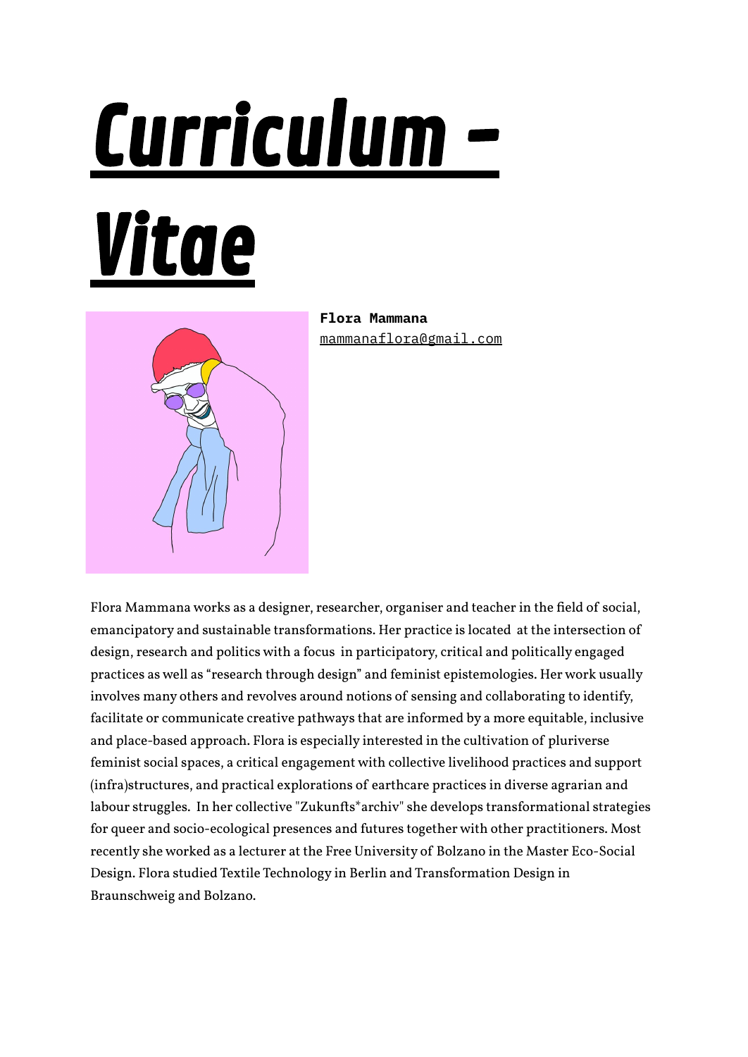# *Curriculum - Vitae*

**Flora Mammana**
mammanaflora@gmail.com

Flora Mammana works as a designer, researcher, organiser and teacher in the field of social, emancipatory and sustainable transformations. Her practice is located at the intersection of design, research and politics with a focus in participatory, critical and politically engaged practices as well as "research through design" and feminist epistemologies. Her work usually involves many others and revolves around notions of sensing and collaborating to identify, facilitate or communicate creative pathways that are informed by a more equitable, inclusive and place-based approach. Flora is especially interested in the cultivation of pluriverse feminist social spaces, a critical engagement with collective livelihood practices and support (infra)structures, and practical explorations of earthcare practices in diverse agrarian and labour struggles. In her collective "Zukunfts*archiv" she develops transformational strategies for queer and socio-ecological presences and futures together with other practitioners. Most recently she worked as a lecturer at the Free University of Bolzano in the Master Eco-Social Design. Flora studied Textile Technology in Berlin and Transformation Design in Braunschweig and Bolzano.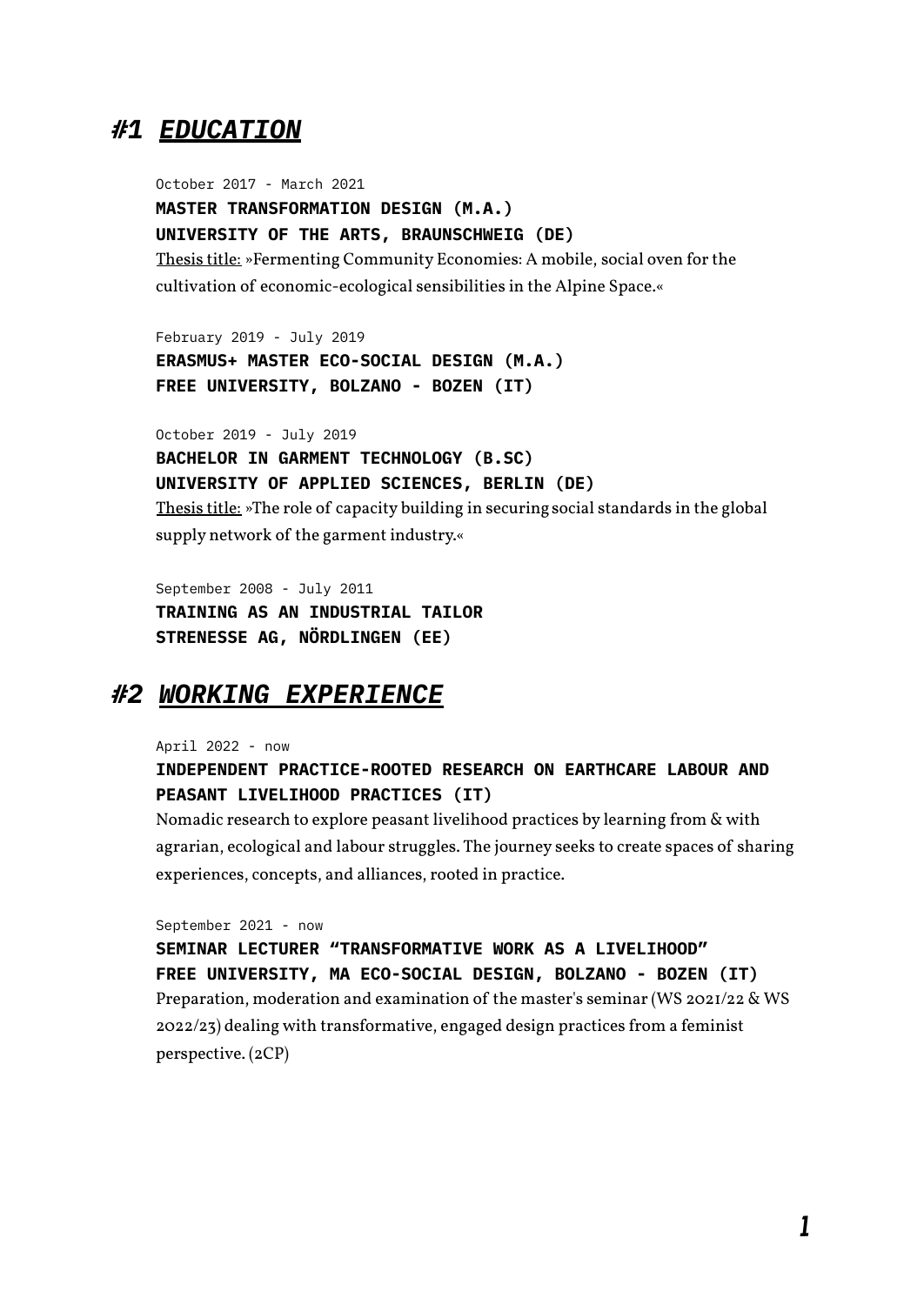# #1 *EDUCATION*

October 2017 - March 2021

**MASTER TRANSFORMATION DESIGN (M.A.)**
**UNIVERSITY OF THE ARTS, BRAUNSCHWEIG (DE)**

Thesis title: »Fermenting Community Economies: A mobile, social oven for the cultivation of economic-ecological sensibilities in the Alpine Space.«

February 2019 - July 2019

**ERASMUS+ MASTER ECO-SOCIAL DESIGN (M.A.)**
**FREE UNIVERSITY, BOLZANO - BOZEN (IT)**

October 2019 - July 2019

**BACHELOR IN GARMENT TECHNOLOGY (B.SC)**
**UNIVERSITY OF APPLIED SCIENCES, BERLIN (DE)**

Thesis title: »The role of capacity building in securing social standards in the global supply network of the garment industry.«

September 2008 - July 2011

**TRAINING AS AN INDUSTRIAL TAILOR**
**STRENESSE AG, NÖRDLINGEN (EE)**

# #2 *WORKING EXPERIENCE*

April 2022 - now

**INDEPENDENT PRACTICE-ROOTED RESEARCH ON EARTHCARE LABOUR AND PEASANT LIVELIHOOD PRACTICES (IT)**

Nomadic research to explore peasant livelihood practices by learning from & with agrarian, ecological and labour struggles. The journey seeks to create spaces of sharing experiences, concepts, and alliances, rooted in practice.

September 2021 - now

**SEMINAR LECTURER "TRANSFORMATIVE WORK AS A LIVELIHOOD"**
**FREE UNIVERSITY, MA ECO-SOCIAL DESIGN, BOLZANO - BOZEN (IT)**

Preparation, moderation and examination of the master's seminar (WS 2021/22 & WS 2022/23) dealing with transformative, engaged design practices from a feminist perspective. (2CP)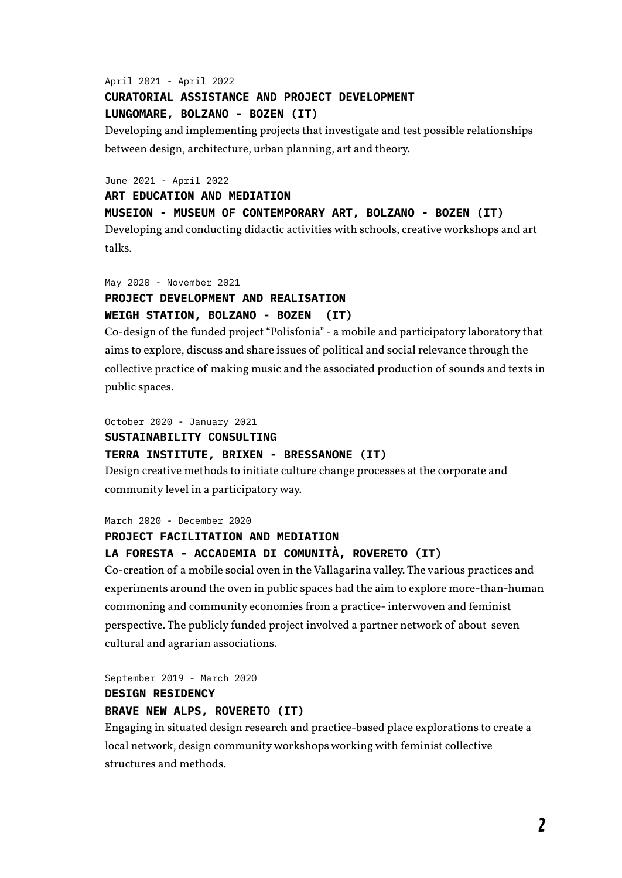April 2021 - April 2022

**CURATORIAL ASSISTANCE AND PROJECT DEVELOPMENT**
**LUNGOMARE, BOLZANO - BOZEN (IT)**

Developing and implementing projects that investigate and test possible relationships between design, architecture, urban planning, art and theory.

June 2021 - April 2022

**ART EDUCATION AND MEDIATION**
**MUSEION - MUSEUM OF CONTEMPORARY ART, BOLZANO - BOZEN (IT)**

Developing and conducting didactic activities with schools, creative workshops and art talks.

May 2020 - November 2021

**PROJECT DEVELOPMENT AND REALISATION**
**WEIGH STATION, BOLZANO - BOZEN (IT)**

Co-design of the funded project "Polisfonia" - a mobile and participatory laboratory that aims to explore, discuss and share issues of political and social relevance through the collective practice of making music and the associated production of sounds and texts in public spaces.

October 2020 - January 2021

**SUSTAINABILITY CONSULTING**
**TERRA INSTITUTE, BRIXEN - BRESSANONE (IT)**

Design creative methods to initiate culture change processes at the corporate and community level in a participatory way.

March 2020 - December 2020

**PROJECT FACILITATION AND MEDIATION**
**LA FORESTA - ACCADEMIA DI COMUNITÀ, ROVERETO (IT)**

Co-creation of a mobile social oven in the Vallagarina valley. The various practices and experiments around the oven in public spaces had the aim to explore more-than-human commoning and community economies from a practice- interwoven and feminist perspective. The publicly funded project involved a partner network of about seven cultural and agrarian associations.

September 2019 - March 2020

**DESIGN RESIDENCY**
**BRAVE NEW ALPS, ROVERETO (IT)**

Engaging in situated design research and practice-based place explorations to create a local network, design community workshops working with feminist collective structures and methods.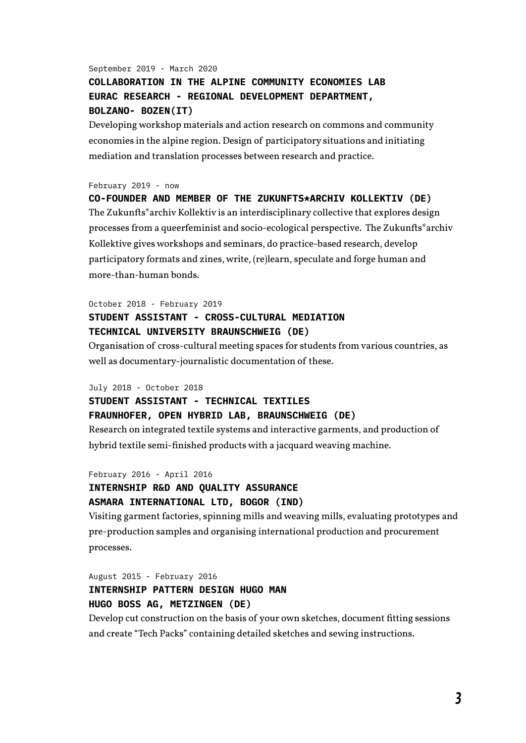September 2019 - March 2020

**COLLABORATION IN THE ALPINE COMMUNITY ECONOMIES LAB**
**EURAC RESEARCH - REGIONAL DEVELOPMENT DEPARTMENT,**
**BOLZANO- BOZEN(IT)**

Developing workshop materials and action research on commons and community economies in the alpine region. Design of participatory situations and initiating mediation and translation processes between research and practice.

February 2019 - now

**CO-FOUNDER AND MEMBER OF THE ZUKUNFTS*ARCHIV KOLLEKTIV (DE)**

The Zukunfts*archiv Kollektiv is an interdisciplinary collective that explores design processes from a queerfeminist and socio-ecological perspective. The Zukunfts*archiv Kollektive gives workshops and seminars, do practice-based research, develop participatory formats and zines, write, (re)learn, speculate and forge human and more-than-human bonds.

October 2018 - February 2019

**STUDENT ASSISTANT - CROSS-CULTURAL MEDIATION**
**TECHNICAL UNIVERSITY BRAUNSCHWEIG (DE)**

Organisation of cross-cultural meeting spaces for students from various countries, as well as documentary-journalistic documentation of these.

July 2018 - October 2018

**STUDENT ASSISTANT - TECHNICAL TEXTILES**
**FRAUNHOFER, OPEN HYBRID LAB, BRAUNSCHWEIG (DE)**

Research on integrated textile systems and interactive garments, and production of hybrid textile semi-finished products with a jacquard weaving machine.

February 2016 - April 2016

**INTERNSHIP R&D AND QUALITY ASSURANCE**
**ASMARA INTERNATIONAL LTD, BOGOR (IND)**

Visiting garment factories, spinning mills and weaving mills, evaluating prototypes and pre-production samples and organising international production and procurement processes.

August 2015 - February 2016

**INTERNSHIP PATTERN DESIGN HUGO MAN**
**HUGO BOSS AG, METZINGEN (DE)**

Develop cut construction on the basis of your own sketches, document fitting sessions and create "Tech Packs" containing detailed sketches and sewing instructions.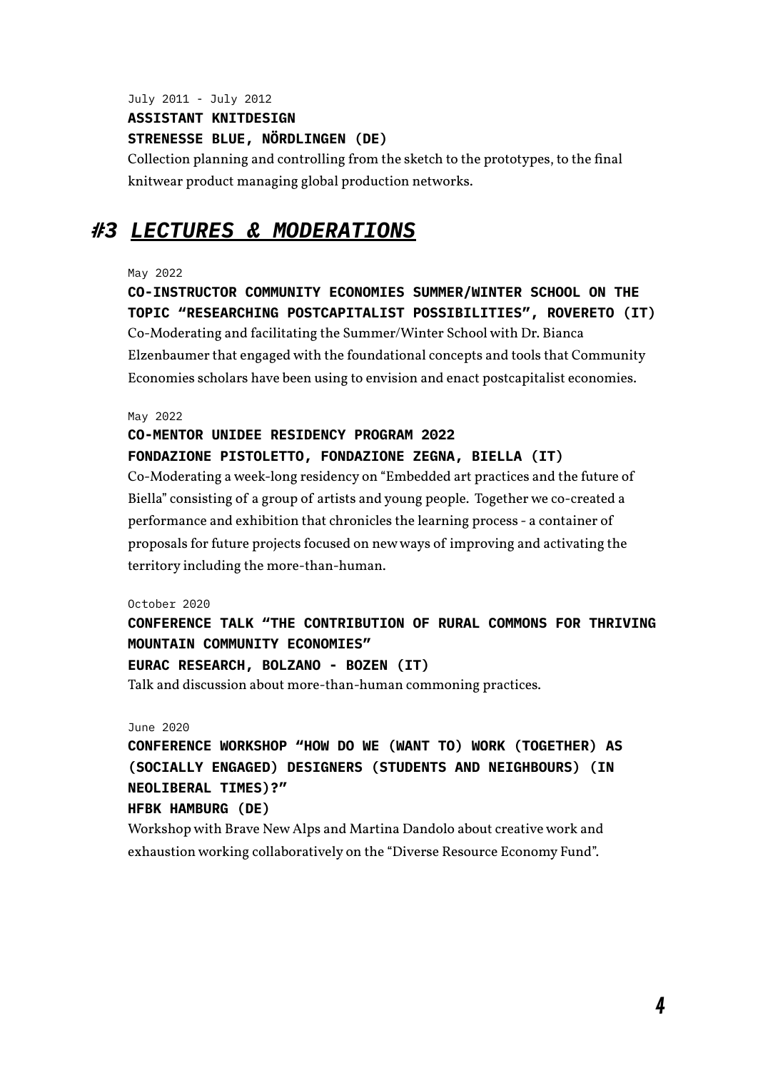July 2011 - July 2012

**ASSISTANT KNITDESIGN**
**STRENESSE BLUE, NÖRDLINGEN (DE)**

Collection planning and controlling from the sketch to the prototypes, to the final knitwear product managing global production networks.

## *#3 LECTURES & MODERATIONS*

May 2022

**CO-INSTRUCTOR COMMUNITY ECONOMIES SUMMER/WINTER SCHOOL ON THE TOPIC "RESEARCHING POSTCAPITALIST POSSIBILITIES", ROVERETO (IT)**

Co-Moderating and facilitating the Summer/Winter School with Dr. Bianca Elzenbaumer that engaged with the foundational concepts and tools that Community Economies scholars have been using to envision and enact postcapitalist economies.

May 2022

**CO-MENTOR UNIDEE RESIDENCY PROGRAM 2022**
**FONDAZIONE PISTOLETTO, FONDAZIONE ZEGNA, BIELLA (IT)**

Co-Moderating a week-long residency on "Embedded art practices and the future of Biella" consisting of a group of artists and young people. Together we co-created a performance and exhibition that chronicles the learning process - a container of proposals for future projects focused on new ways of improving and activating the territory including the more-than-human.

October 2020

**CONFERENCE TALK "THE CONTRIBUTION OF RURAL COMMONS FOR THRIVING MOUNTAIN COMMUNITY ECONOMIES"**
**EURAC RESEARCH, BOLZANO - BOZEN (IT)**

Talk and discussion about more-than-human commoning practices.

June 2020

**CONFERENCE WORKSHOP "HOW DO WE (WANT TO) WORK (TOGETHER) AS (SOCIALLY ENGAGED) DESIGNERS (STUDENTS AND NEIGHBOURS) (IN NEOLIBERAL TIMES)?"**
**HFBK HAMBURG (DE)**

Workshop with Brave New Alps and Martina Dandolo about creative work and exhaustion working collaboratively on the "Diverse Resource Economy Fund".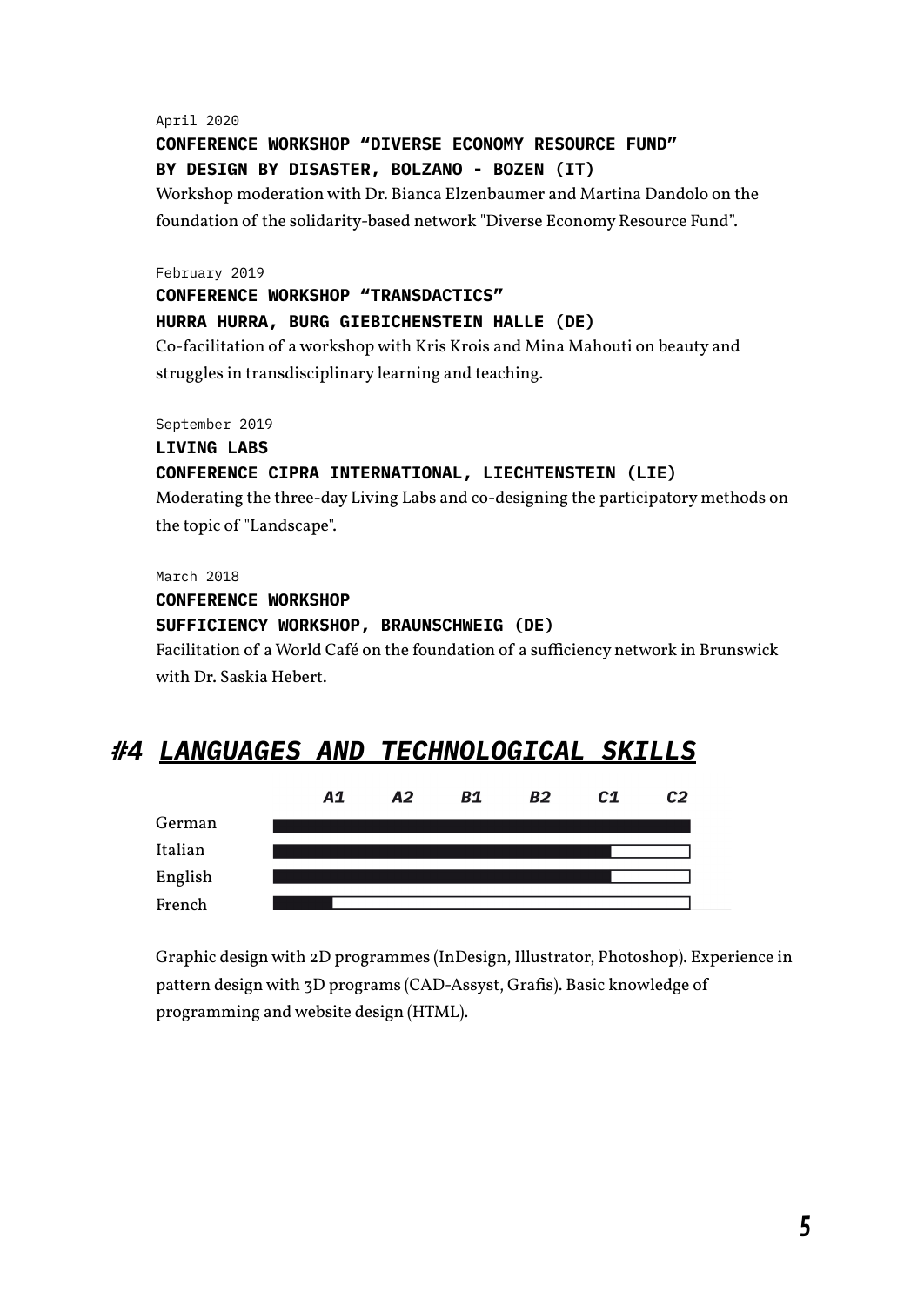April 2020

**CONFERENCE WORKSHOP "DIVERSE ECONOMY RESOURCE FUND"**
**BY DESIGN BY DISASTER, BOLZANO - BOZEN (IT)**

Workshop moderation with Dr. Bianca Elzenbaumer and Martina Dandolo on the foundation of the solidarity-based network "Diverse Economy Resource Fund".

February 2019

**CONFERENCE WORKSHOP "TRANSDACTICS"**
**HURRA HURRA, BURG GIEBICHENSTEIN HALLE (DE)**

Co-facilitation of a workshop with Kris Krois and Mina Mahouti on beauty and struggles in transdisciplinary learning and teaching.

September 2019

**LIVING LABS**
**CONFERENCE CIPRA INTERNATIONAL, LIECHTENSTEIN (LIE)**

Moderating the three-day Living Labs and co-designing the participatory methods on the topic of "Landscape".

March 2018

**CONFERENCE WORKSHOP**
**SUFFICIENCY WORKSHOP, BRAUNSCHWEIG (DE)**

Facilitation of a World Café on the foundation of a sufficiency network in Brunswick with Dr. Saskia Hebert.

## #4 LANGUAGES AND TECHNOLOGICAL SKILLS

| Language | Level (scale A1 – A2 – B1 – B2 – C1 – C2) |
|---|---|
| German | C2 |
| Italian | C1 |
| English | C1 |
| French | A1 |

Graphic design with 2D programmes (InDesign, Illustrator, Photoshop). Experience in pattern design with 3D programs (CAD-Assyst, Grafis). Basic knowledge of programming and website design (HTML).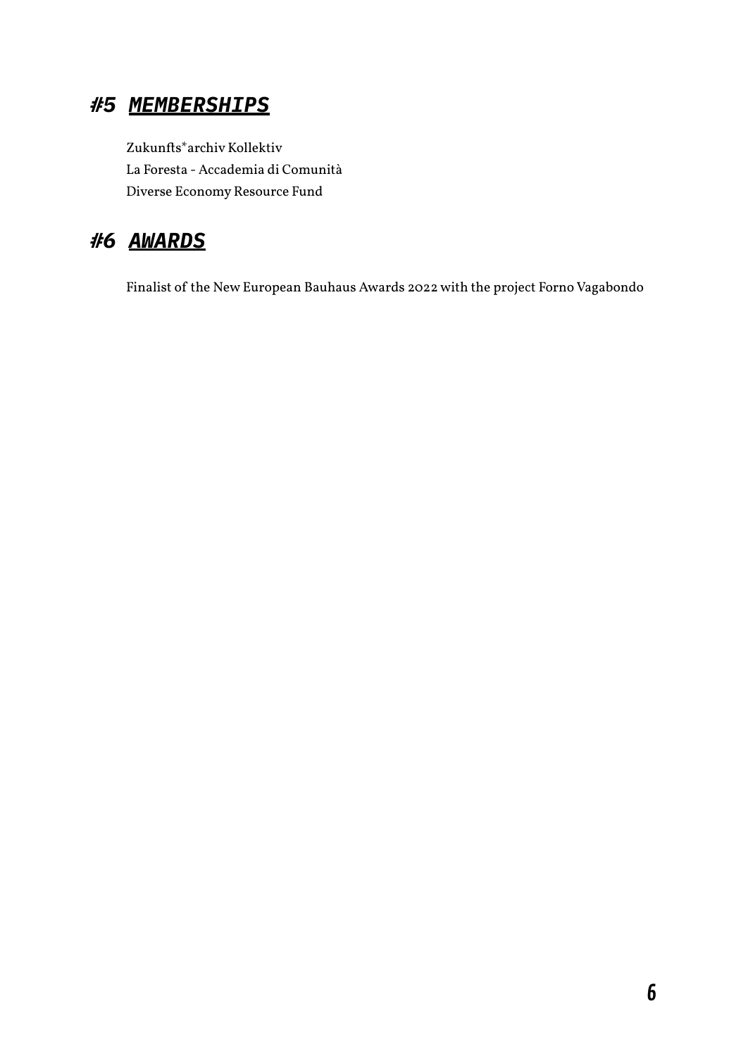## #5 *MEMBERSHIPS*

Zukunfts*archiv Kollektiv
La Foresta - Accademia di Comunità
Diverse Economy Resource Fund

## #6 *AWARDS*

Finalist of the New European Bauhaus Awards 2022 with the project Forno Vagabondo